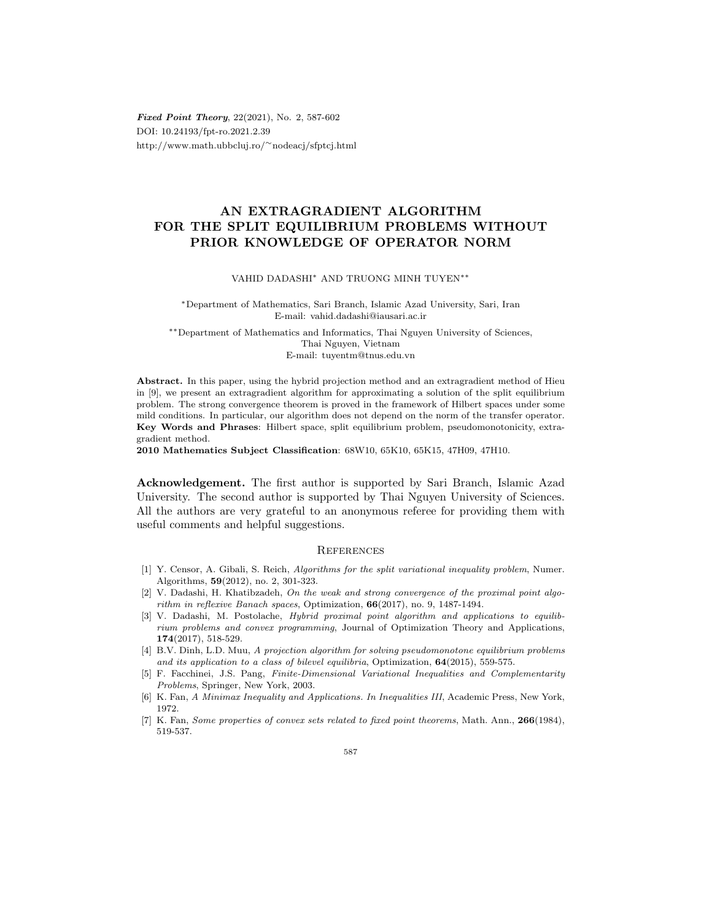*Fixed Point Theory*, 22(2021), No. 2, 587-602
DOI: 10.24193/fpt-ro.2021.2.39
http://www.math.ubbcluj.ro/~nodeacj/sfptcj.html

# AN EXTRAGRADIENT ALGORITHM FOR THE SPLIT EQUILIBRIUM PROBLEMS WITHOUT PRIOR KNOWLEDGE OF OPERATOR NORM

VAHID DADASHI* AND TRUONG MINH TUYEN**

*Department of Mathematics, Sari Branch, Islamic Azad University, Sari, Iran
E-mail: vahid.dadashi@iausari.ac.ir

**Department of Mathematics and Informatics, Thai Nguyen University of Sciences, Thai Nguyen, Vietnam
E-mail: tuyentm@tnus.edu.vn

**Abstract.** In this paper, using the hybrid projection method and an extragradient method of Hieu in [9], we present an extragradient algorithm for approximating a solution of the split equilibrium problem. The strong convergence theorem is proved in the framework of Hilbert spaces under some mild conditions. In particular, our algorithm does not depend on the norm of the transfer operator.

**Key Words and Phrases**: Hilbert space, split equilibrium problem, pseudomonotonicity, extragradient method.

**2010 Mathematics Subject Classification**: 68W10, 65K10, 65K15, 47H09, 47H10.

**Acknowledgement.** The first author is supported by Sari Branch, Islamic Azad University. The second author is supported by Thai Nguyen University of Sciences. All the authors are very grateful to an anonymous referee for providing them with useful comments and helpful suggestions.

## References

[1] Y. Censor, A. Gibali, S. Reich, *Algorithms for the split variational inequality problem*, Numer. Algorithms, **59**(2012), no. 2, 301-323.

[2] V. Dadashi, H. Khatibzadeh, *On the weak and strong convergence of the proximal point algorithm in reflexive Banach spaces*, Optimization, **66**(2017), no. 9, 1487-1494.

[3] V. Dadashi, M. Postolache, *Hybrid proximal point algorithm and applications to equilibrium problems and convex programming*, Journal of Optimization Theory and Applications, **174**(2017), 518-529.

[4] B.V. Dinh, L.D. Muu, *A projection algorithm for solving pseudomonotone equilibrium problems and its application to a class of bilevel equilibria*, Optimization, **64**(2015), 559-575.

[5] F. Facchinei, J.S. Pang, *Finite-Dimensional Variational Inequalities and Complementarity Problems*, Springer, New York, 2003.

[6] K. Fan, *A Minimax Inequality and Applications. In Inequalities III*, Academic Press, New York, 1972.

[7] K. Fan, *Some properties of convex sets related to fixed point theorems*, Math. Ann., **266**(1984), 519-537.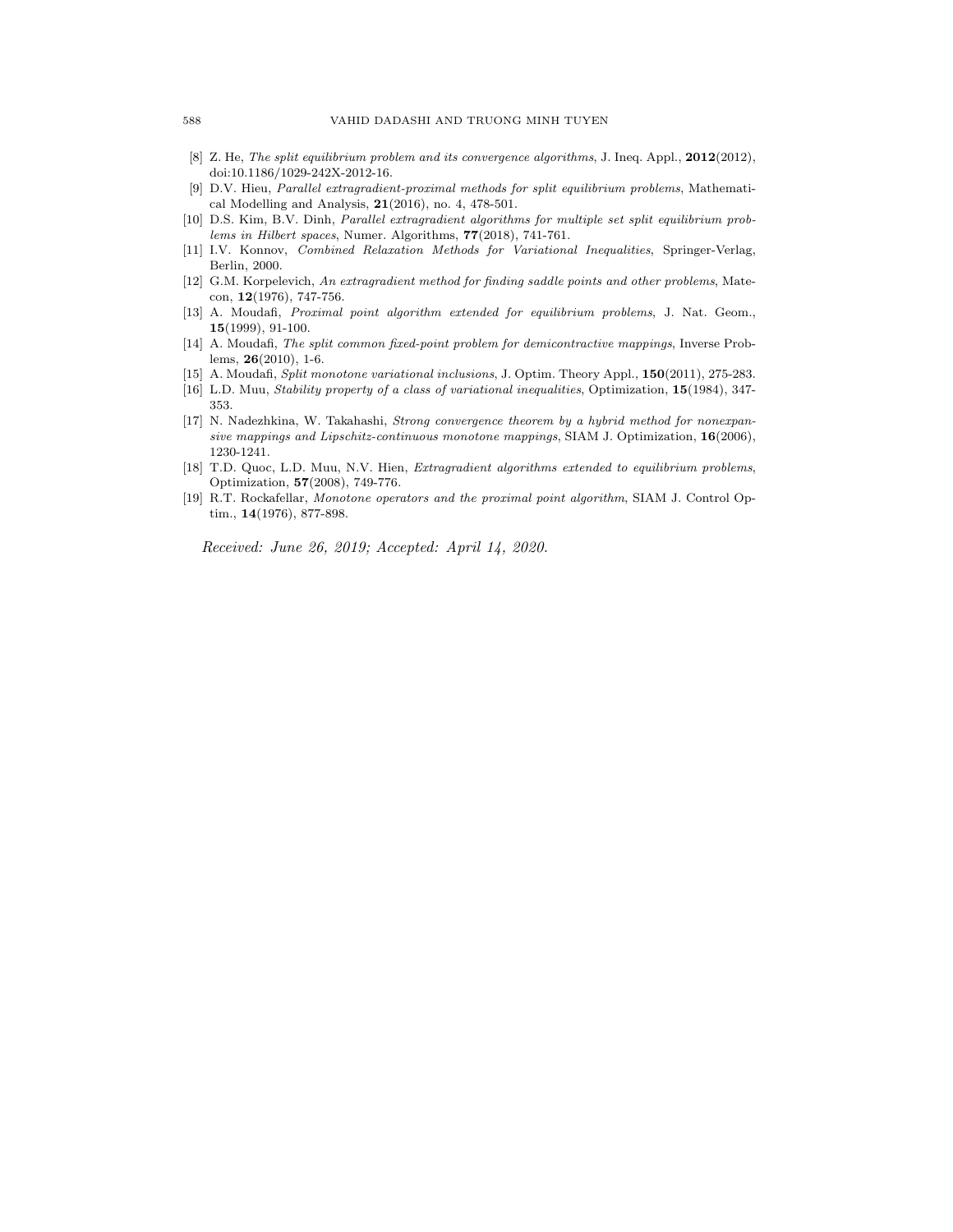[8] Z. He, *The split equilibrium problem and its convergence algorithms*, J. Ineq. Appl., **2012**(2012), doi:10.1186/1029-242X-2012-16.

[9] D.V. Hieu, *Parallel extragradient-proximal methods for split equilibrium problems*, Mathematical Modelling and Analysis, **21**(2016), no. 4, 478-501.

[10] D.S. Kim, B.V. Dinh, *Parallel extragradient algorithms for multiple set split equilibrium problems in Hilbert spaces*, Numer. Algorithms, **77**(2018), 741-761.

[11] I.V. Konnov, *Combined Relaxation Methods for Variational Inequalities*, Springer-Verlag, Berlin, 2000.

[12] G.M. Korpelevich, *An extragradient method for finding saddle points and other problems*, Matecon, **12**(1976), 747-756.

[13] A. Moudafi, *Proximal point algorithm extended for equilibrium problems*, J. Nat. Geom., **15**(1999), 91-100.

[14] A. Moudafi, *The split common fixed-point problem for demicontractive mappings*, Inverse Problems, **26**(2010), 1-6.

[15] A. Moudafi, *Split monotone variational inclusions*, J. Optim. Theory Appl., **150**(2011), 275-283.

[16] L.D. Muu, *Stability property of a class of variational inequalities*, Optimization, **15**(1984), 347-353.

[17] N. Nadezhkina, W. Takahashi, *Strong convergence theorem by a hybrid method for nonexpansive mappings and Lipschitz-continuous monotone mappings*, SIAM J. Optimization, **16**(2006), 1230-1241.

[18] T.D. Quoc, L.D. Muu, N.V. Hien, *Extragradient algorithms extended to equilibrium problems*, Optimization, **57**(2008), 749-776.

[19] R.T. Rockafellar, *Monotone operators and the proximal point algorithm*, SIAM J. Control Optim., **14**(1976), 877-898.

*Received: June 26, 2019; Accepted: April 14, 2020.*